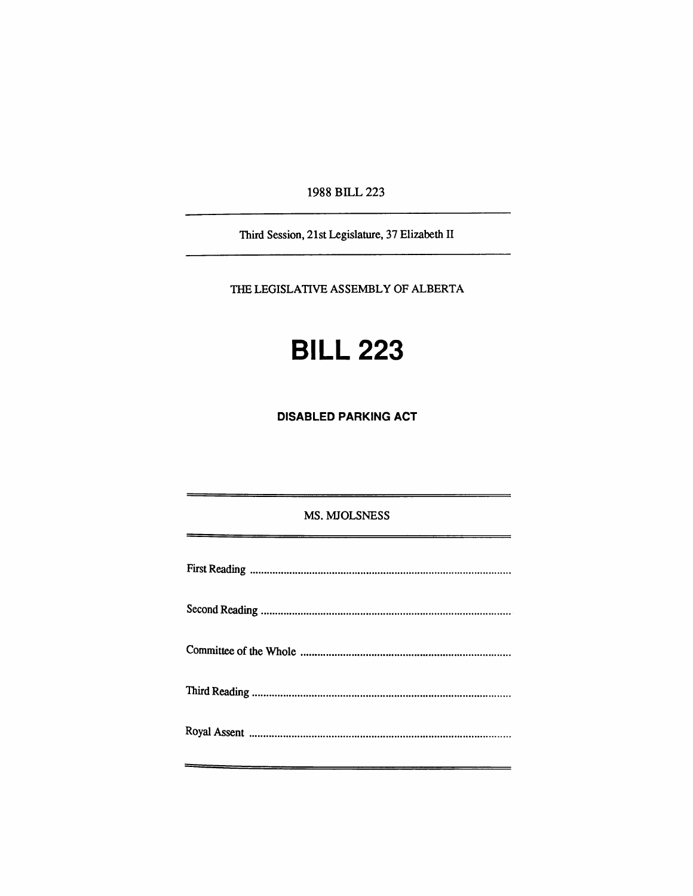1988 BILL 223

---

Third Session, 21st Legislature, 37 Elizabeth II

---

THE LEGISLATIVE ASSEMBLY OF ALBERTA

# BILL 223

## DISABLED PARKING ACT

---

MS. MJOLSNESS

---

First Reading ..........................................................................................

Second Reading ......................................................................................

Committee of the Whole ........................................................................

Third Reading .........................................................................................

Royal Assent ..........................................................................................

---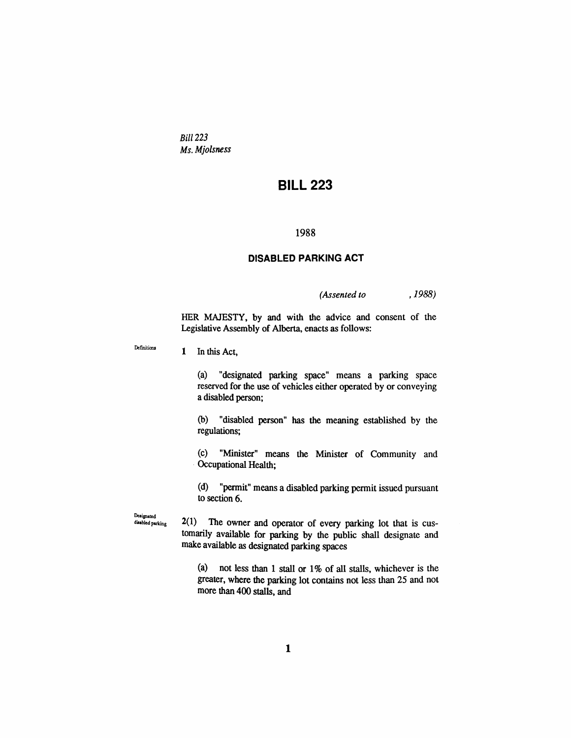*Bill 223*
*Ms. Mjolsness*

# BILL 223

1988

## DISABLED PARKING ACT

*(Assented to , 1988)*

HER MAJESTY, by and with the advice and consent of the Legislative Assembly of Alberta, enacts as follows:

Definitions

**1** In this Act,

(a) "designated parking space" means a parking space reserved for the use of vehicles either operated by or conveying a disabled person;

(b) "disabled person" has the meaning established by the regulations;

(c) "Minister" means the Minister of Community and Occupational Health;

(d) "permit" means a disabled parking permit issued pursuant to section 6.

Designated disabled parking

**2(1)** The owner and operator of every parking lot that is customarily available for parking by the public shall designate and make available as designated parking spaces

(a) not less than 1 stall or 1% of all stalls, whichever is the greater, where the parking lot contains not less than 25 and not more than 400 stalls, and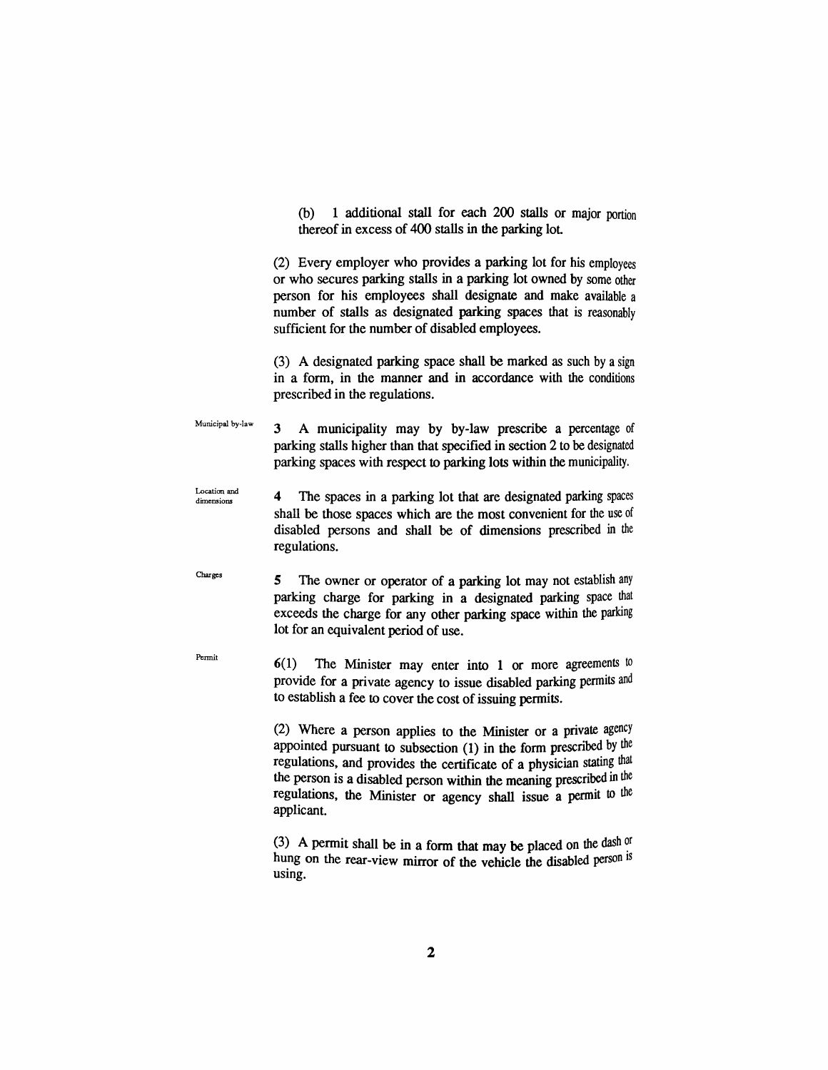(b) 1 additional stall for each 200 stalls or major portion thereof in excess of 400 stalls in the parking lot.

(2) Every employer who provides a parking lot for his employees or who secures parking stalls in a parking lot owned by some other person for his employees shall designate and make available a number of stalls as designated parking spaces that is reasonably sufficient for the number of disabled employees.

(3) A designated parking space shall be marked as such by a sign in a form, in the manner and in accordance with the conditions prescribed in the regulations.

*Municipal by-law*

**3** A municipality may by by-law prescribe a percentage of parking stalls higher than that specified in section 2 to be designated parking spaces with respect to parking lots within the municipality.

*Location and dimensions*

**4** The spaces in a parking lot that are designated parking spaces shall be those spaces which are the most convenient for the use of disabled persons and shall be of dimensions prescribed in the regulations.

*Charges*

**5** The owner or operator of a parking lot may not establish any parking charge for parking in a designated parking space that exceeds the charge for any other parking space within the parking lot for an equivalent period of use.

*Permit*

**6**(1) The Minister may enter into 1 or more agreements to provide for a private agency to issue disabled parking permits and to establish a fee to cover the cost of issuing permits.

(2) Where a person applies to the Minister or a private agency appointed pursuant to subsection (1) in the form prescribed by the regulations, and provides the certificate of a physician stating that the person is a disabled person within the meaning prescribed in the regulations, the Minister or agency shall issue a permit to the applicant.

(3) A permit shall be in a form that may be placed on the dash or hung on the rear-view mirror of the vehicle the disabled person is using.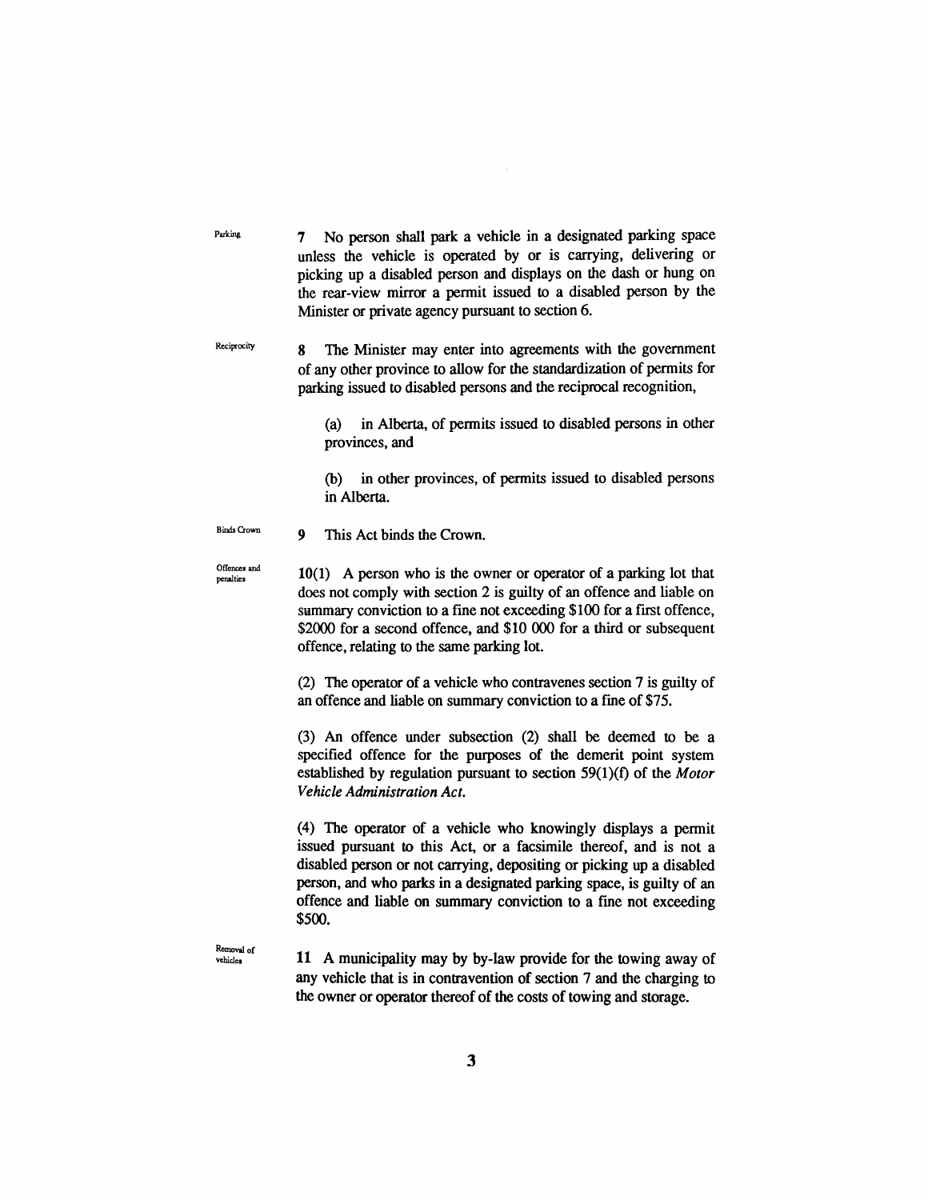Parking

7 No person shall park a vehicle in a designated parking space unless the vehicle is operated by or is carrying, delivering or picking up a disabled person and displays on the dash or hung on the rear-view mirror a permit issued to a disabled person by the Minister or private agency pursuant to section 6.

Reciprocity

8 The Minister may enter into agreements with the government of any other province to allow for the standardization of permits for parking issued to disabled persons and the reciprocal recognition,

(a) in Alberta, of permits issued to disabled persons in other provinces, and

(b) in other provinces, of permits issued to disabled persons in Alberta.

Binds Crown

9 This Act binds the Crown.

Offences and penalties

10(1) A person who is the owner or operator of a parking lot that does not comply with section 2 is guilty of an offence and liable on summary conviction to a fine not exceeding $100 for a first offence, $2000 for a second offence, and $10 000 for a third or subsequent offence, relating to the same parking lot.

(2) The operator of a vehicle who contravenes section 7 is guilty of an offence and liable on summary conviction to a fine of $75.

(3) An offence under subsection (2) shall be deemed to be a specified offence for the purposes of the demerit point system established by regulation pursuant to section 59(1)(f) of the *Motor Vehicle Administration Act.*

(4) The operator of a vehicle who knowingly displays a permit issued pursuant to this Act, or a facsimile thereof, and is not a disabled person or not carrying, depositing or picking up a disabled person, and who parks in a designated parking space, is guilty of an offence and liable on summary conviction to a fine not exceeding $500.

Removal of vehicles

11 A municipality may by by-law provide for the towing away of any vehicle that is in contravention of section 7 and the charging to the owner or operator thereof of the costs of towing and storage.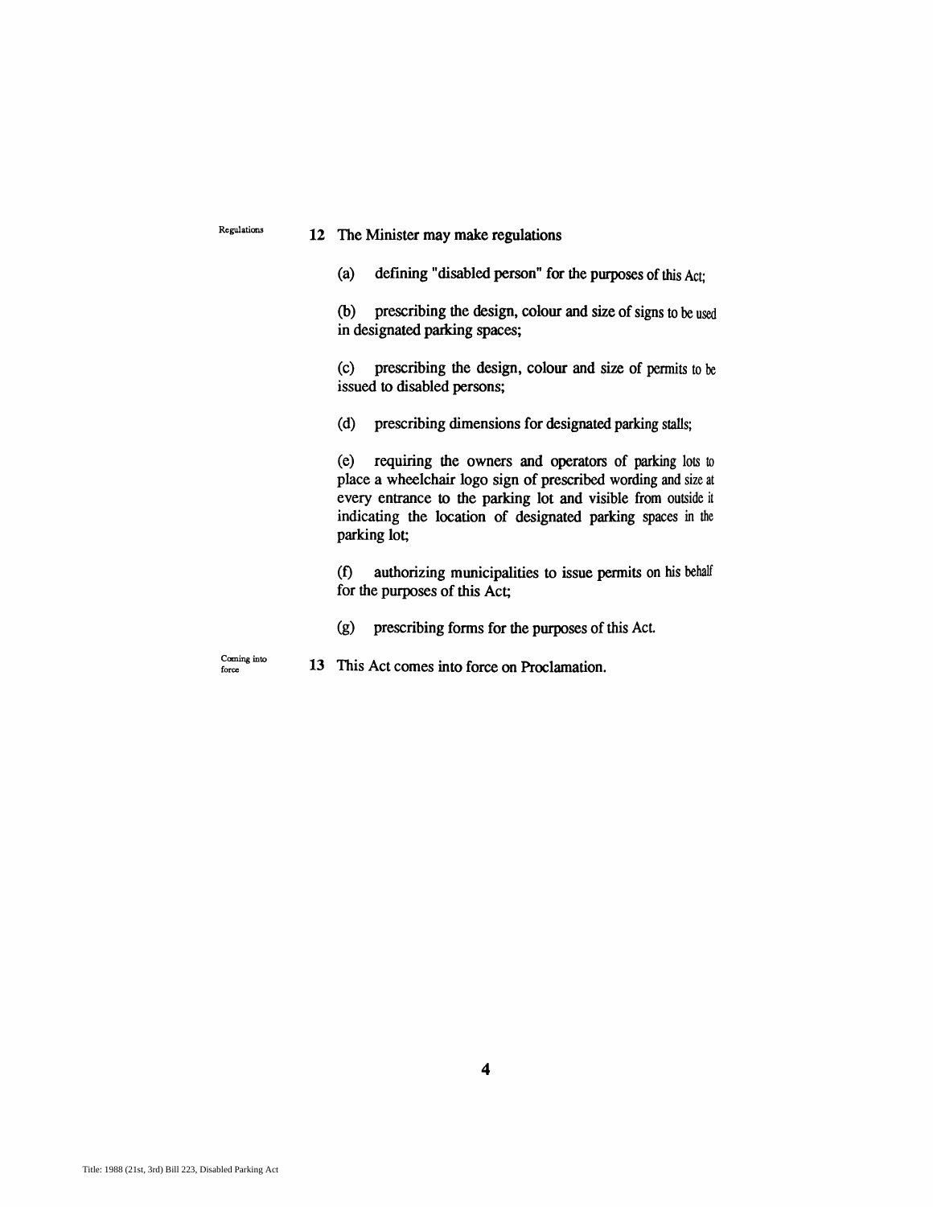Regulations

**12** The Minister may make regulations

(a) defining "disabled person" for the purposes of this Act;

(b) prescribing the design, colour and size of signs to be used in designated parking spaces;

(c) prescribing the design, colour and size of permits to be issued to disabled persons;

(d) prescribing dimensions for designated parking stalls;

(e) requiring the owners and operators of parking lots to place a wheelchair logo sign of prescribed wording and size at every entrance to the parking lot and visible from outside it indicating the location of designated parking spaces in the parking lot;

(f) authorizing municipalities to issue permits on his behalf for the purposes of this Act;

(g) prescribing forms for the purposes of this Act.

Coming into force

**13** This Act comes into force on Proclamation.